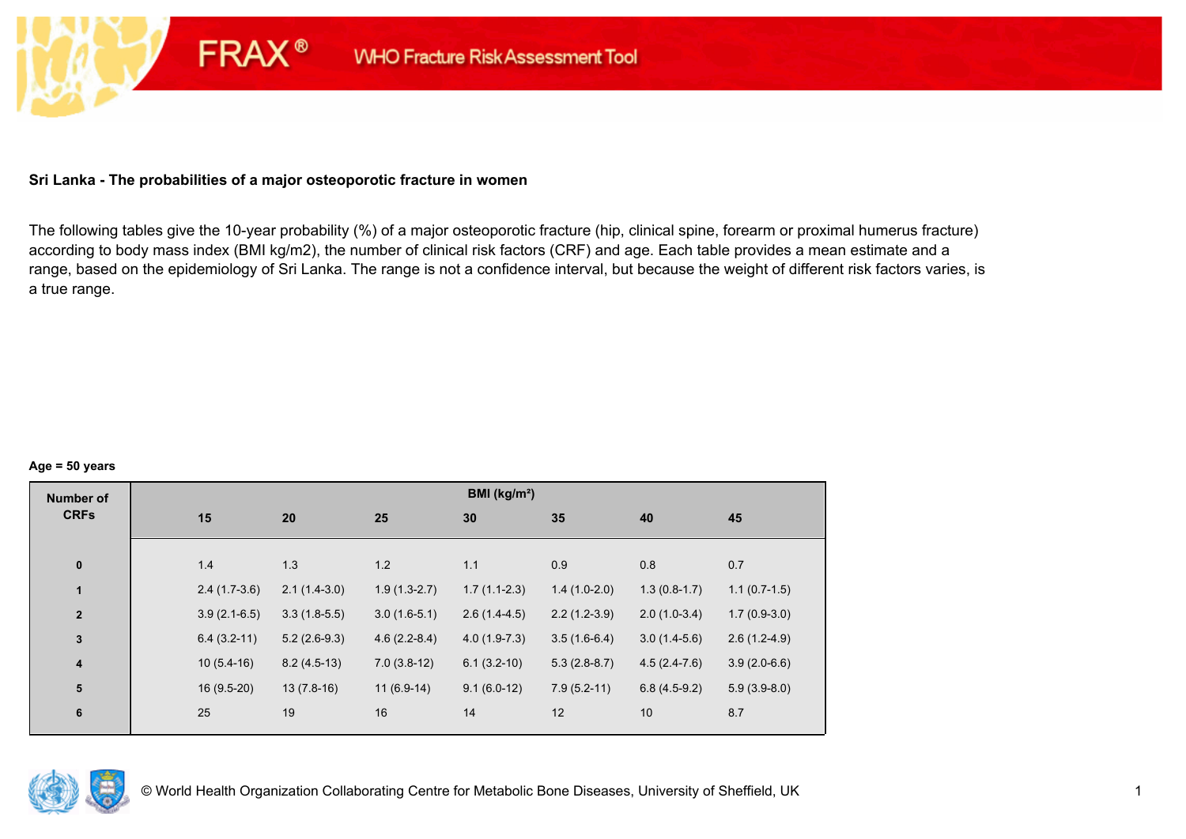FRAX® WHO Fracture Risk Assessment Tool

## Sri Lanka - The probabilities of a major osteoporotic fracture in women

The following tables give the 10-year probability (%) of a major osteoporotic fracture (hip, clinical spine, forearm or proximal humerus fracture) according to body mass index (BMI kg/m2), the number of clinical risk factors (CRF) and age. Each table provides a mean estimate and a range, based on the epidemiology of Sri Lanka. The range is not a confidence interval, but because the weight of different risk factors varies, is a true range.

**Age = 50 years**

| Number of CRFs | BMI (kg/m²) | | | | | | |
|---|---|---|---|---|---|---|---|
| | 15 | 20 | 25 | 30 | 35 | 40 | 45 |
| 0 | 1.4 | 1.3 | 1.2 | 1.1 | 0.9 | 0.8 | 0.7 |
| 1 | 2.4 (1.7-3.6) | 2.1 (1.4-3.0) | 1.9 (1.3-2.7) | 1.7 (1.1-2.3) | 1.4 (1.0-2.0) | 1.3 (0.8-1.7) | 1.1 (0.7-1.5) |
| 2 | 3.9 (2.1-6.5) | 3.3 (1.8-5.5) | 3.0 (1.6-5.1) | 2.6 (1.4-4.5) | 2.2 (1.2-3.9) | 2.0 (1.0-3.4) | 1.7 (0.9-3.0) |
| 3 | 6.4 (3.2-11) | 5.2 (2.6-9.3) | 4.6 (2.2-8.4) | 4.0 (1.9-7.3) | 3.5 (1.6-6.4) | 3.0 (1.4-5.6) | 2.6 (1.2-4.9) |
| 4 | 10 (5.4-16) | 8.2 (4.5-13) | 7.0 (3.8-12) | 6.1 (3.2-10) | 5.3 (2.8-8.7) | 4.5 (2.4-7.6) | 3.9 (2.0-6.6) |
| 5 | 16 (9.5-20) | 13 (7.8-16) | 11 (6.9-14) | 9.1 (6.0-12) | 7.9 (5.2-11) | 6.8 (4.5-9.2) | 5.9 (3.9-8.0) |
| 6 | 25 | 19 | 16 | 14 | 12 | 10 | 8.7 |

© World Health Organization Collaborating Centre for Metabolic Bone Diseases, University of Sheffield, UK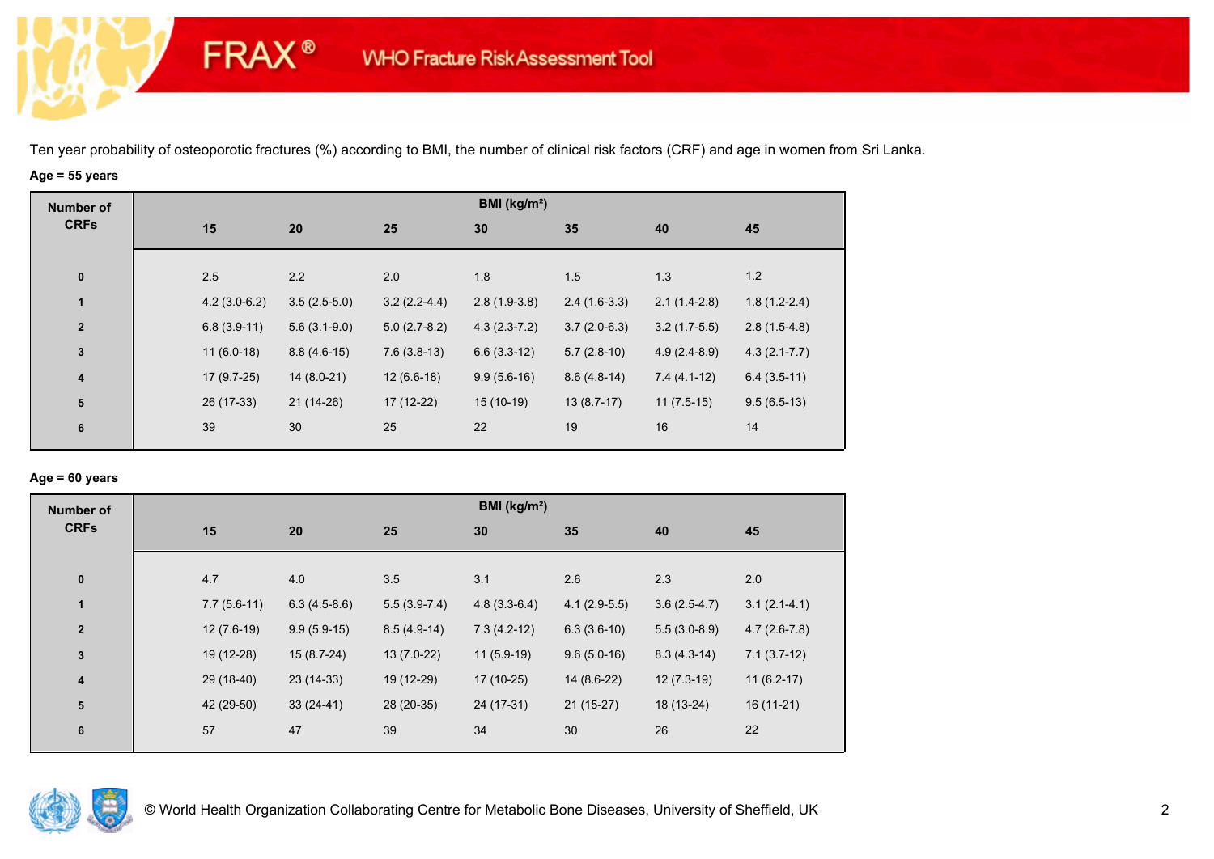Ten year probability of osteoporotic fractures (%) according to BMI, the number of clinical risk factors (CRF) and age in women from Sri Lanka.

**Age = 55 years**

| Number of CRFs | BMI (kg/m²) | | | | | | |
|---|---|---|---|---|---|---|---|
| | 15 | 20 | 25 | 30 | 35 | 40 | 45 |
| 0 | 2.5 | 2.2 | 2.0 | 1.8 | 1.5 | 1.3 | 1.2 |
| 1 | 4.2 (3.0-6.2) | 3.5 (2.5-5.0) | 3.2 (2.2-4.4) | 2.8 (1.9-3.8) | 2.4 (1.6-3.3) | 2.1 (1.4-2.8) | 1.8 (1.2-2.4) |
| 2 | 6.8 (3.9-11) | 5.6 (3.1-9.0) | 5.0 (2.7-8.2) | 4.3 (2.3-7.2) | 3.7 (2.0-6.3) | 3.2 (1.7-5.5) | 2.8 (1.5-4.8) |
| 3 | 11 (6.0-18) | 8.8 (4.6-15) | 7.6 (3.8-13) | 6.6 (3.3-12) | 5.7 (2.8-10) | 4.9 (2.4-8.9) | 4.3 (2.1-7.7) |
| 4 | 17 (9.7-25) | 14 (8.0-21) | 12 (6.6-18) | 9.9 (5.6-16) | 8.6 (4.8-14) | 7.4 (4.1-12) | 6.4 (3.5-11) |
| 5 | 26 (17-33) | 21 (14-26) | 17 (12-22) | 15 (10-19) | 13 (8.7-17) | 11 (7.5-15) | 9.5 (6.5-13) |
| 6 | 39 | 30 | 25 | 22 | 19 | 16 | 14 |

**Age = 60 years**

| Number of CRFs | BMI (kg/m²) | | | | | | |
|---|---|---|---|---|---|---|---|
| | 15 | 20 | 25 | 30 | 35 | 40 | 45 |
| 0 | 4.7 | 4.0 | 3.5 | 3.1 | 2.6 | 2.3 | 2.0 |
| 1 | 7.7 (5.6-11) | 6.3 (4.5-8.6) | 5.5 (3.9-7.4) | 4.8 (3.3-6.4) | 4.1 (2.9-5.5) | 3.6 (2.5-4.7) | 3.1 (2.1-4.1) |
| 2 | 12 (7.6-19) | 9.9 (5.9-15) | 8.5 (4.9-14) | 7.3 (4.2-12) | 6.3 (3.6-10) | 5.5 (3.0-8.9) | 4.7 (2.6-7.8) |
| 3 | 19 (12-28) | 15 (8.7-24) | 13 (7.0-22) | 11 (5.9-19) | 9.6 (5.0-16) | 8.3 (4.3-14) | 7.1 (3.7-12) |
| 4 | 29 (18-40) | 23 (14-33) | 19 (12-29) | 17 (10-25) | 14 (8.6-22) | 12 (7.3-19) | 11 (6.2-17) |
| 5 | 42 (29-50) | 33 (24-41) | 28 (20-35) | 24 (17-31) | 21 (15-27) | 18 (13-24) | 16 (11-21) |
| 6 | 57 | 47 | 39 | 34 | 30 | 26 | 22 |

© World Health Organization Collaborating Centre for Metabolic Bone Diseases, University of Sheffield, UK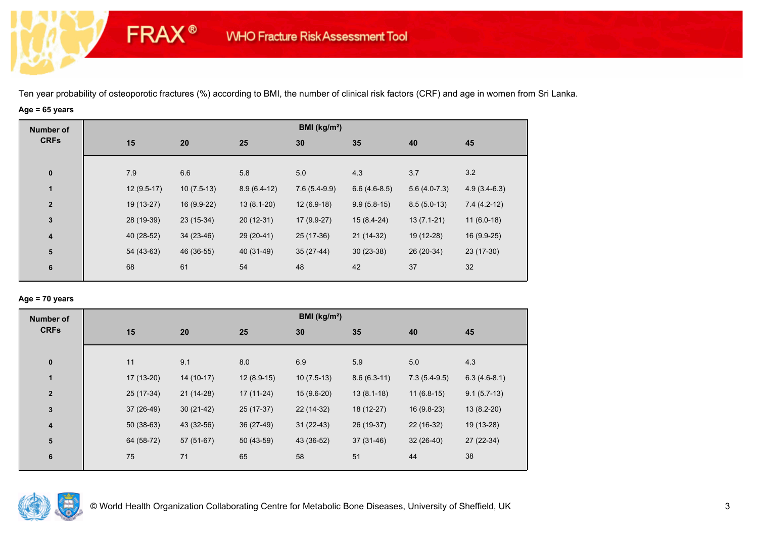Ten year probability of osteoporotic fractures (%) according to BMI, the number of clinical risk factors (CRF) and age in women from Sri Lanka.

**Age = 65 years**

| Number of CRFs | BMI (kg/m²) | | | | | | |
|---|---|---|---|---|---|---|---|
| | 15 | 20 | 25 | 30 | 35 | 40 | 45 |
| 0 | 7.9 | 6.6 | 5.8 | 5.0 | 4.3 | 3.7 | 3.2 |
| 1 | 12 (9.5-17) | 10 (7.5-13) | 8.9 (6.4-12) | 7.6 (5.4-9.9) | 6.6 (4.6-8.5) | 5.6 (4.0-7.3) | 4.9 (3.4-6.3) |
| 2 | 19 (13-27) | 16 (9.9-22) | 13 (8.1-20) | 12 (6.9-18) | 9.9 (5.8-15) | 8.5 (5.0-13) | 7.4 (4.2-12) |
| 3 | 28 (19-39) | 23 (15-34) | 20 (12-31) | 17 (9.9-27) | 15 (8.4-24) | 13 (7.1-21) | 11 (6.0-18) |
| 4 | 40 (28-52) | 34 (23-46) | 29 (20-41) | 25 (17-36) | 21 (14-32) | 19 (12-28) | 16 (9.9-25) |
| 5 | 54 (43-63) | 46 (36-55) | 40 (31-49) | 35 (27-44) | 30 (23-38) | 26 (20-34) | 23 (17-30) |
| 6 | 68 | 61 | 54 | 48 | 42 | 37 | 32 |

**Age = 70 years**

| Number of CRFs | BMI (kg/m²) | | | | | | |
|---|---|---|---|---|---|---|---|
| | 15 | 20 | 25 | 30 | 35 | 40 | 45 |
| 0 | 11 | 9.1 | 8.0 | 6.9 | 5.9 | 5.0 | 4.3 |
| 1 | 17 (13-20) | 14 (10-17) | 12 (8.9-15) | 10 (7.5-13) | 8.6 (6.3-11) | 7.3 (5.4-9.5) | 6.3 (4.6-8.1) |
| 2 | 25 (17-34) | 21 (14-28) | 17 (11-24) | 15 (9.6-20) | 13 (8.1-18) | 11 (6.8-15) | 9.1 (5.7-13) |
| 3 | 37 (26-49) | 30 (21-42) | 25 (17-37) | 22 (14-32) | 18 (12-27) | 16 (9.8-23) | 13 (8.2-20) |
| 4 | 50 (38-63) | 43 (32-56) | 36 (27-49) | 31 (22-43) | 26 (19-37) | 22 (16-32) | 19 (13-28) |
| 5 | 64 (58-72) | 57 (51-67) | 50 (43-59) | 43 (36-52) | 37 (31-46) | 32 (26-40) | 27 (22-34) |
| 6 | 75 | 71 | 65 | 58 | 51 | 44 | 38 |

© World Health Organization Collaborating Centre for Metabolic Bone Diseases, University of Sheffield, UK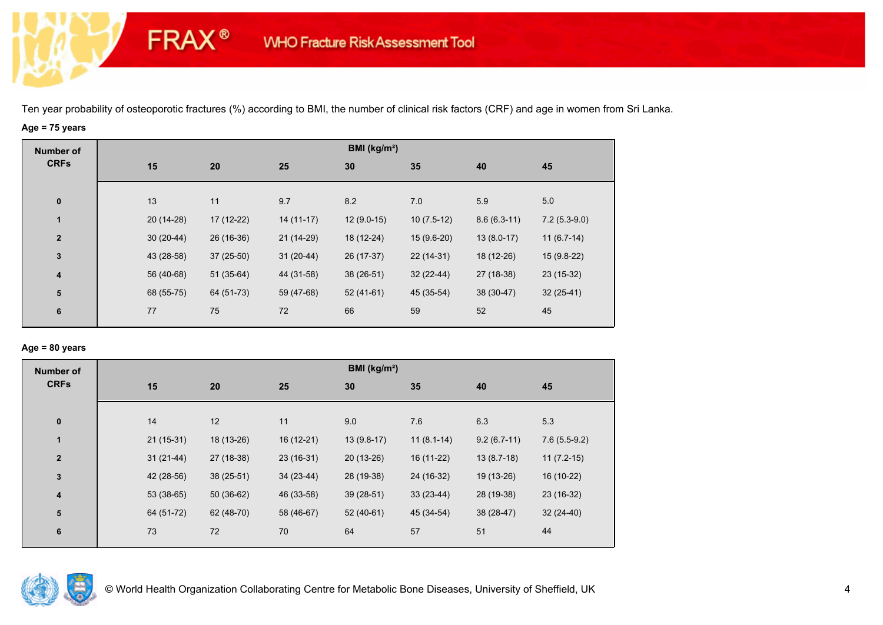Ten year probability of osteoporotic fractures (%) according to BMI, the number of clinical risk factors (CRF) and age in women from Sri Lanka.

**Age = 75 years**

| Number of CRFs | BMI (kg/m²) | | | | | | |
|---|---|---|---|---|---|---|---|
| | 15 | 20 | 25 | 30 | 35 | 40 | 45 |
| 0 | 13 | 11 | 9.7 | 8.2 | 7.0 | 5.9 | 5.0 |
| 1 | 20 (14-28) | 17 (12-22) | 14 (11-17) | 12 (9.0-15) | 10 (7.5-12) | 8.6 (6.3-11) | 7.2 (5.3-9.0) |
| 2 | 30 (20-44) | 26 (16-36) | 21 (14-29) | 18 (12-24) | 15 (9.6-20) | 13 (8.0-17) | 11 (6.7-14) |
| 3 | 43 (28-58) | 37 (25-50) | 31 (20-44) | 26 (17-37) | 22 (14-31) | 18 (12-26) | 15 (9.8-22) |
| 4 | 56 (40-68) | 51 (35-64) | 44 (31-58) | 38 (26-51) | 32 (22-44) | 27 (18-38) | 23 (15-32) |
| 5 | 68 (55-75) | 64 (51-73) | 59 (47-68) | 52 (41-61) | 45 (35-54) | 38 (30-47) | 32 (25-41) |
| 6 | 77 | 75 | 72 | 66 | 59 | 52 | 45 |

**Age = 80 years**

| Number of CRFs | BMI (kg/m²) | | | | | | |
|---|---|---|---|---|---|---|---|
| | 15 | 20 | 25 | 30 | 35 | 40 | 45 |
| 0 | 14 | 12 | 11 | 9.0 | 7.6 | 6.3 | 5.3 |
| 1 | 21 (15-31) | 18 (13-26) | 16 (12-21) | 13 (9.8-17) | 11 (8.1-14) | 9.2 (6.7-11) | 7.6 (5.5-9.2) |
| 2 | 31 (21-44) | 27 (18-38) | 23 (16-31) | 20 (13-26) | 16 (11-22) | 13 (8.7-18) | 11 (7.2-15) |
| 3 | 42 (28-56) | 38 (25-51) | 34 (23-44) | 28 (19-38) | 24 (16-32) | 19 (13-26) | 16 (10-22) |
| 4 | 53 (38-65) | 50 (36-62) | 46 (33-58) | 39 (28-51) | 33 (23-44) | 28 (19-38) | 23 (16-32) |
| 5 | 64 (51-72) | 62 (48-70) | 58 (46-67) | 52 (40-61) | 45 (34-54) | 38 (28-47) | 32 (24-40) |
| 6 | 73 | 72 | 70 | 64 | 57 | 51 | 44 |

© World Health Organization Collaborating Centre for Metabolic Bone Diseases, University of Sheffield, UK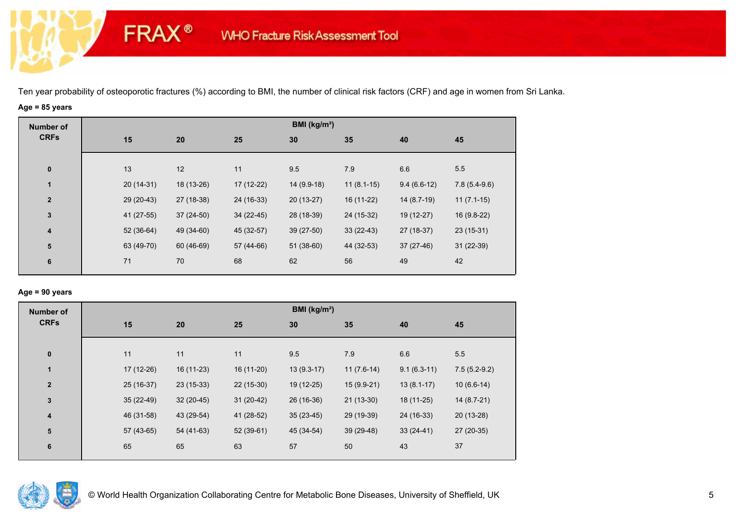FRAX® WHO Fracture Risk Assessment Tool

Ten year probability of osteoporotic fractures (%) according to BMI, the number of clinical risk factors (CRF) and age in women from Sri Lanka.

**Age = 85 years**

| Number of CRFs | BMI (kg/m²) | | | | | | |
|---|---|---|---|---|---|---|---|
| | 15 | 20 | 25 | 30 | 35 | 40 | 45 |
| 0 | 13 | 12 | 11 | 9.5 | 7.9 | 6.6 | 5.5 |
| 1 | 20 (14-31) | 18 (13-26) | 17 (12-22) | 14 (9.9-18) | 11 (8.1-15) | 9.4 (6.6-12) | 7.8 (5.4-9.6) |
| 2 | 29 (20-43) | 27 (18-38) | 24 (16-33) | 20 (13-27) | 16 (11-22) | 14 (8.7-19) | 11 (7.1-15) |
| 3 | 41 (27-55) | 37 (24-50) | 34 (22-45) | 28 (18-39) | 24 (15-32) | 19 (12-27) | 16 (9.8-22) |
| 4 | 52 (36-64) | 49 (34-60) | 45 (32-57) | 39 (27-50) | 33 (22-43) | 27 (18-37) | 23 (15-31) |
| 5 | 63 (49-70) | 60 (46-69) | 57 (44-66) | 51 (38-60) | 44 (32-53) | 37 (27-46) | 31 (22-39) |
| 6 | 71 | 70 | 68 | 62 | 56 | 49 | 42 |

**Age = 90 years**

| Number of CRFs | BMI (kg/m²) | | | | | | |
|---|---|---|---|---|---|---|---|
| | 15 | 20 | 25 | 30 | 35 | 40 | 45 |
| 0 | 11 | 11 | 11 | 9.5 | 7.9 | 6.6 | 5.5 |
| 1 | 17 (12-26) | 16 (11-23) | 16 (11-20) | 13 (9.3-17) | 11 (7.6-14) | 9.1 (6.3-11) | 7.5 (5.2-9.2) |
| 2 | 25 (16-37) | 23 (15-33) | 22 (15-30) | 19 (12-25) | 15 (9.9-21) | 13 (8.1-17) | 10 (6.6-14) |
| 3 | 35 (22-49) | 32 (20-45) | 31 (20-42) | 26 (16-36) | 21 (13-30) | 18 (11-25) | 14 (8.7-21) |
| 4 | 46 (31-58) | 43 (29-54) | 41 (28-52) | 35 (23-45) | 29 (19-39) | 24 (16-33) | 20 (13-28) |
| 5 | 57 (43-65) | 54 (41-63) | 52 (39-61) | 45 (34-54) | 39 (29-48) | 33 (24-41) | 27 (20-35) |
| 6 | 65 | 65 | 63 | 57 | 50 | 43 | 37 |

© World Health Organization Collaborating Centre for Metabolic Bone Diseases, University of Sheffield, UK